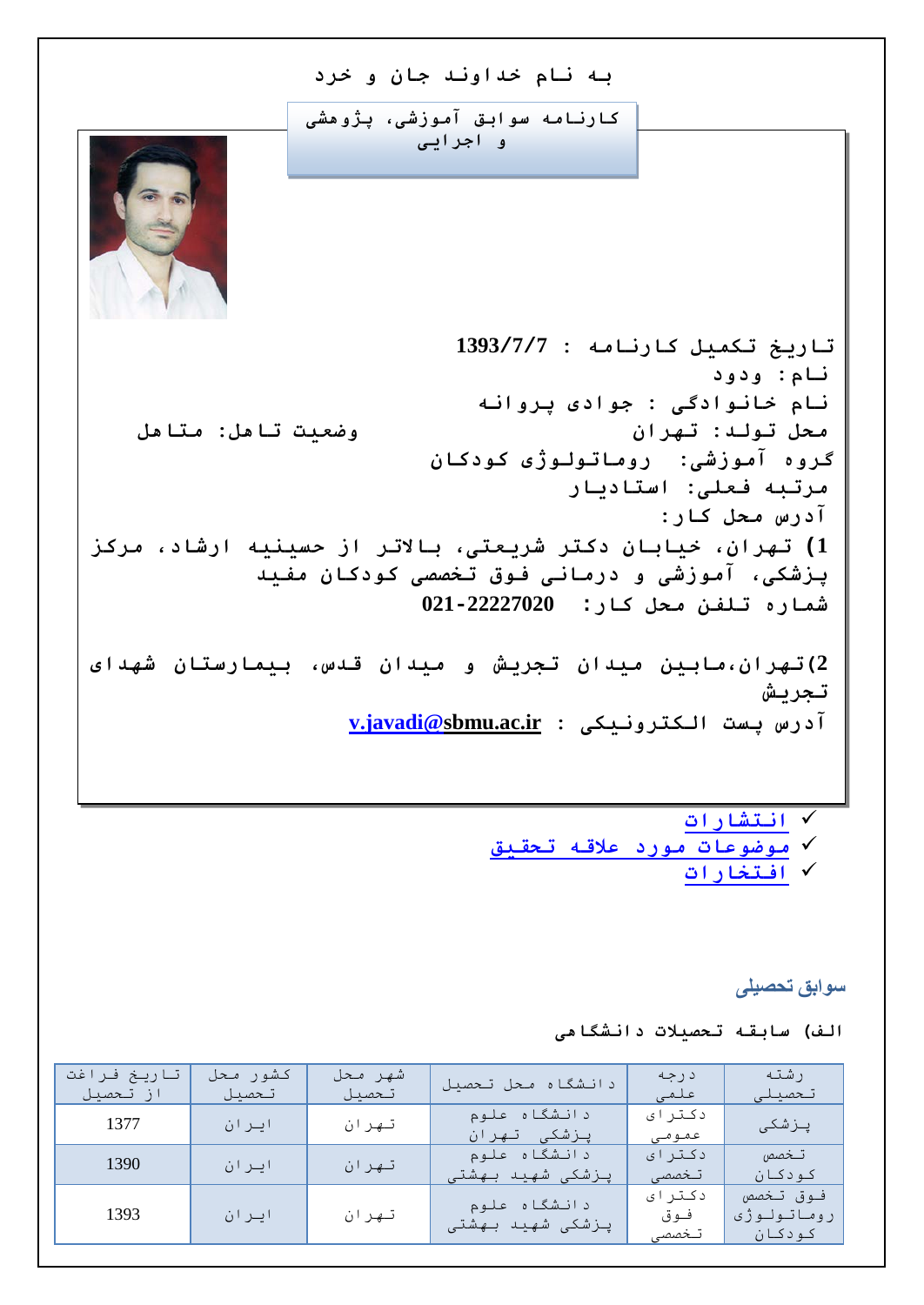به نام خداوند جان و خرد

## کارنامه سوابق آموزشی، پژوهشی و اجرایی

تاریخ تکمیل کارنامه : 1393/7/7

نام: ودود

نام خانوادگی : جوادی پروانه

محل تولد: تهران　　　　وضعیت تاهل: متاهل

گروه آموزشی: روماتولوژی کودکان

مرتبه فعلی: استادیار

آدرس محل کار:

1) تهران، خیابان دکتر شریعتی، بالاتر از حسینیه ارشاد، مرکز پزشکی، آموزشی و درمانی فوق تخصصی کودکان مفید

شماره تلفن محل کار: 22227020-021

2) تهران،مابین میدان تجریش و میدان قدس، بیمارستان شهدای تجریش

آدرس پست الکترونیکی : v.javadi@sbmu.ac.ir

- ✓ انتشارات
- ✓ موضوعات مورد علاقه تحقیق
- ✓ افتخارات

## سوابق تحصیلی

### الف) سابقه تحصیلات دانشگاهی

| رشته تحصیلی | درجه علمی | دانشگاه محل تحصیل | شهر محل تحصیل | کشور محل تحصیل | تاریخ فراغت از تحصیل |
|---|---|---|---|---|---|
| پزشکی | دکترای عمومی | دانشگاه علوم پزشکی تهران | تهران | ایران | 1377 |
| تخصص کودکان | دکترای تخصصی | دانشگاه علوم پزشکی شهید بهشتی | تهران | ایران | 1390 |
| فوق تخصص روماتولوژی کودکان | دکترای فوق تخصصی | دانشگاه علوم پزشکی شهید بهشتی | تهران | ایران | 1393 |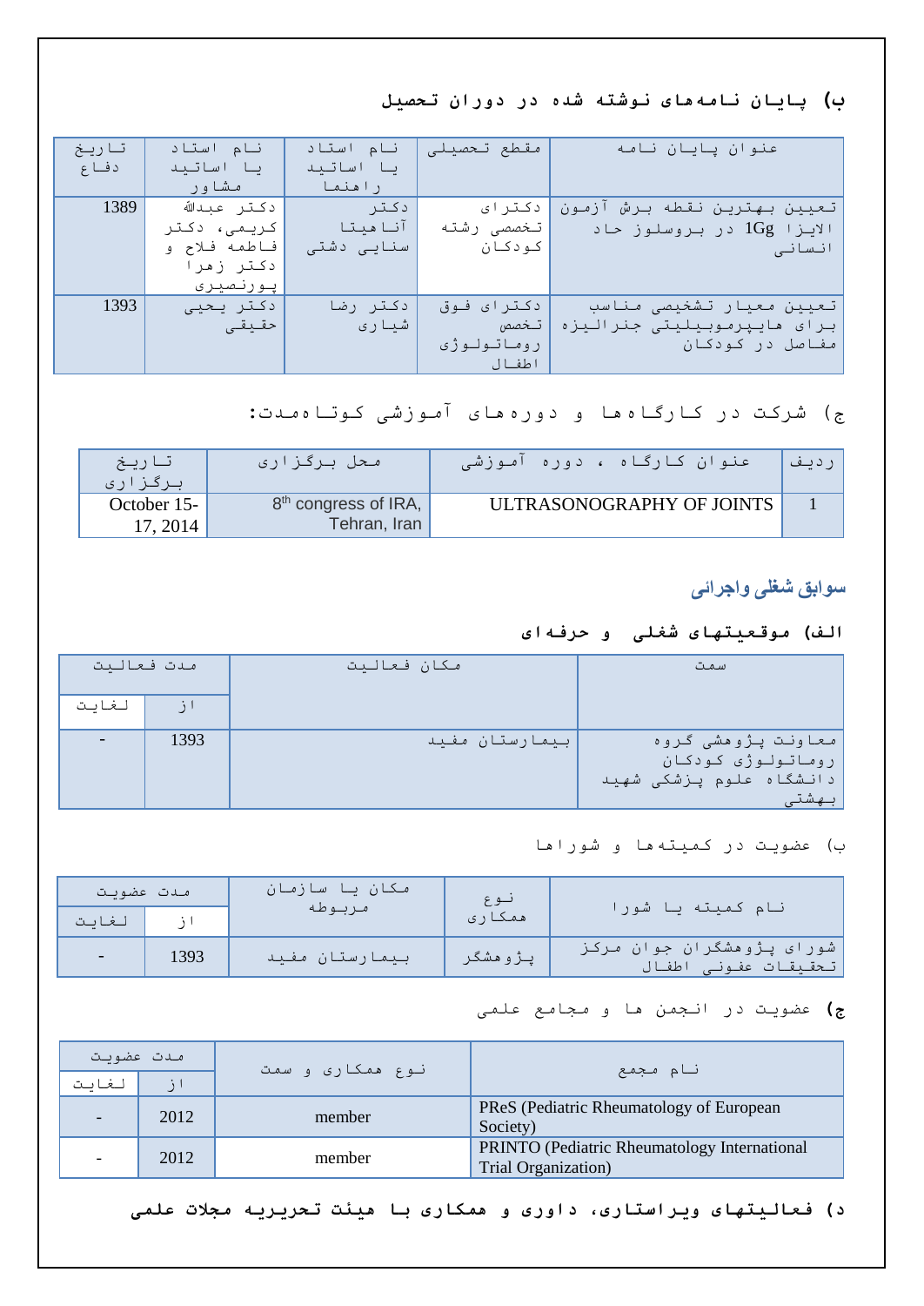### ب) پایان نامه‌های نوشته شده در دوران تحصیل

| عنوان پایان نامه | مقطع تحصیلی | نام استاد یا اساتید راهنما | نام استاد یا اساتید مشاور | تاریخ دفاع |
|---|---|---|---|---|
| تعیین بهترین نقطه برش آزمون الایزا 1Gg در بروسلوز حاد انسانی | دکترای تخصصی رشته کودکان | دکتر آناهیتا سنایی دشتی | دکتر عبدالله کریمی، دکتر فاطمه فلاح و دکتر زهرا پورنصیری | 1389 |
| تعیین معیار تشخیصی مناسب برای هایپرموبیلیتی جنرالیزه مفاصل در کودکان | دکترای فوق تخصص روماتولوژی اطفال | دکتر رضا شیاری | دکتر یحیی حقیقی | 1393 |

### ج) شرکت در کارگاه‌ها و دوره‌های آموزشی کوتاه‌مدت:

| ردیف | عنوان کارگاه ، دوره آموزشی | محل برگزاری | تاریخ برگزاری |
|---|---|---|---|
| 1 | ULTRASONOGRAPHY OF JOINTS | 8th congress of IRA, Tehran, Iran | October 15-17, 2014 |

## سوابق شغلی واجرائی

### الف) موقعیتهای شغلی و حرفه‌ای

| سمت | مکان فعالیت | مدت فعالیت | |
|---|---|---|---|
| | | از | لغایت |
| معاونت پژوهشی گروه روماتولوژی کودکان دانشگاه علوم پزشکی شهید بهشتی | بیمارستان مفید | 1393 | - |

### ب) عضویت در کمیته‌ها و شوراها

| نام کمیته یا شورا | نوع همکاری | مکان یا سازمان مربوطه | مدت عضویت | |
|---|---|---|---|---|
| | | | از | لغایت |
| شورای پژوهشگران جوان مرکز تحقیقات عفونی اطفال | پژوهشگر | بیمارستان مفید | 1393 | - |

### ج) عضویت در انجمن ها و مجامع علمی

| نام مجمع | نوع همکاری و سمت | مدت عضویت | |
|---|---|---|---|
| | | از | لغایت |
| PReS (Pediatric Rheumatology of European Society) | member | 2012 | - |
| PRINTO (Pediatric Rheumatology International Trial Organization) | member | 2012 | - |

### د) فعالیتهای ویراستاری، داوری و همکاری با هیئت تحریریه مجلات علمی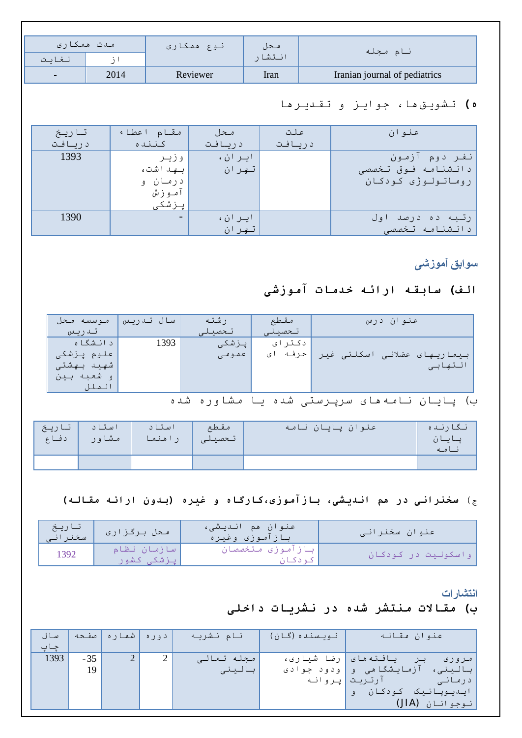| نام مجله | محل انتشار | نوع همکاری | مدت همکاری | |
|---|---|---|---|---|
| | | | از | لغایت |
| Iranian journal of pediatrics | Iran | Reviewer | 2014 | - |

**ه) تشویق‌ها، جوایز و تقدیرها**

| عنوان | علت دریافت | محل دریافت | مقام اعطاء کننده | تاریخ دریافت |
|---|---|---|---|---|
| نفر دوم آزمون دانشنامه فوق تخصصی روماتولوژی کودکان | | ایران، تهران | وزیر بهداشت، درمان و آموزش پزشکی | 1393 |
| رتبه ده درصد اول دانشنامه تخصصی | | ایران، تهران | - | 1390 |

## سوابق آموزشی

### الف) سابقه ارائه خدمات آموزشی

| عنوان درس | مقطع تحصیلی | رشته تحصیلی | سال تدریس | موسسه محل تدریس |
|---|---|---|---|---|
| بیماریهای عضلانی اسکلتی غیر التهابی | دکترای حرفه ای | پزشکی عمومی | 1393 | دانشگاه علوم پزشکی شهید بهشتی و شعبه بین الملل |

ب) پایان نامه‌های سرپرستی شده یا مشاوره شده

| نگارنده پایان نامه | عنوان پایان نامه | مقطع تحصیلی | استاد راهنما | استاد مشاور | تاریخ دفاع |
|---|---|---|---|---|---|
| | | | | | |

**ج) سخنرانی در هم اندیشی، بازآموزی،کارگاه و غیره (بدون ارائه مقاله)**

| عنوان سخنرانی | عنوان هم اندیشی، بازآموزی وغیره | محل برگزاری | تاریخ سخنرانی |
|---|---|---|---|
| واسکولیت در کودکان | بازآموزی متخصصان کودکان | سازمان نظام پزشکی کشور | 1392 |

## انتشارات

### ب) مقالات منتشر شده در نشریات داخلی

| عنوان مقاله | نویسنده (گان) | نام نشریه | دوره | شماره | صفحه | سال چاپ |
|---|---|---|---|---|---|---|
| مروری بر یافته‌های بالینی، آزمایشگاهی و درمانی آرتریت ایدیوپاتیک کودکان و نوجوانان (JIA) | رضا شیاری، ودود جوادی پروانه | مجله تعالی بالینی | 2 | 2 | 35-19 | 1393 |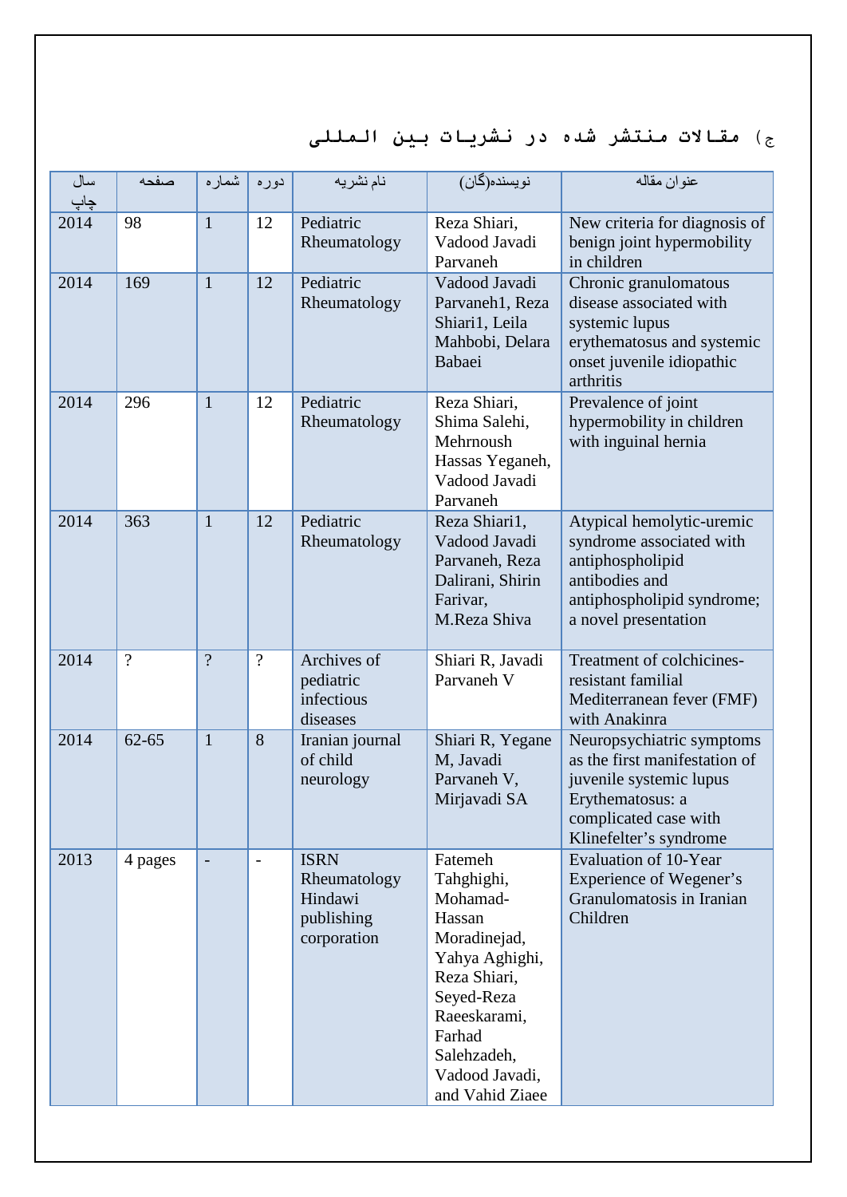## ج) مقالات منتشر شده در نشریات بین المللی

| سال چاپ | صفحه | شماره | دوره | نام نشریه | نویسنده(گان) | عنوان مقاله |
|---|---|---|---|---|---|---|
| 2014 | 98 | 1 | 12 | Pediatric Rheumatology | Reza Shiari, Vadood Javadi Parvaneh | New criteria for diagnosis of benign joint hypermobility in children |
| 2014 | 169 | 1 | 12 | Pediatric Rheumatology | Vadood Javadi Parvaneh1, Reza Shiari1, Leila Mahbobi, Delara Babaei | Chronic granulomatous disease associated with systemic lupus erythematosus and systemic onset juvenile idiopathic arthritis |
| 2014 | 296 | 1 | 12 | Pediatric Rheumatology | Reza Shiari, Shima Salehi, Mehrnoush Hassas Yeganeh, Vadood Javadi Parvaneh | Prevalence of joint hypermobility in children with inguinal hernia |
| 2014 | 363 | 1 | 12 | Pediatric Rheumatology | Reza Shiari1, Vadood Javadi Parvaneh, Reza Dalirani, Shirin Farivar, M.Reza Shiva | Atypical hemolytic-uremic syndrome associated with antiphospholipid antibodies and antiphospholipid syndrome; a novel presentation |
| 2014 | ? | ? | ? | Archives of pediatric infectious diseases | Shiari R, Javadi Parvaneh V | Treatment of colchicines-resistant familial Mediterranean fever (FMF) with Anakinra |
| 2014 | 62-65 | 1 | 8 | Iranian journal of child neurology | Shiari R, Yegane M, Javadi Parvaneh V, Mirjavadi SA | Neuropsychiatric symptoms as the first manifestation of juvenile systemic lupus Erythematosus: a complicated case with Klinefelter's syndrome |
| 2013 | 4 pages | - | - | ISRN Rheumatology Hindawi publishing corporation | Fatemeh Tahghighi, Mohamad-Hassan Moradinejad, Yahya Aghighi, Reza Shiari, Seyed-Reza Raeeskarami, Farhad Salehzadeh, Vadood Javadi, and Vahid Ziaee | Evaluation of 10-Year Experience of Wegener's Granulomatosis in Iranian Children |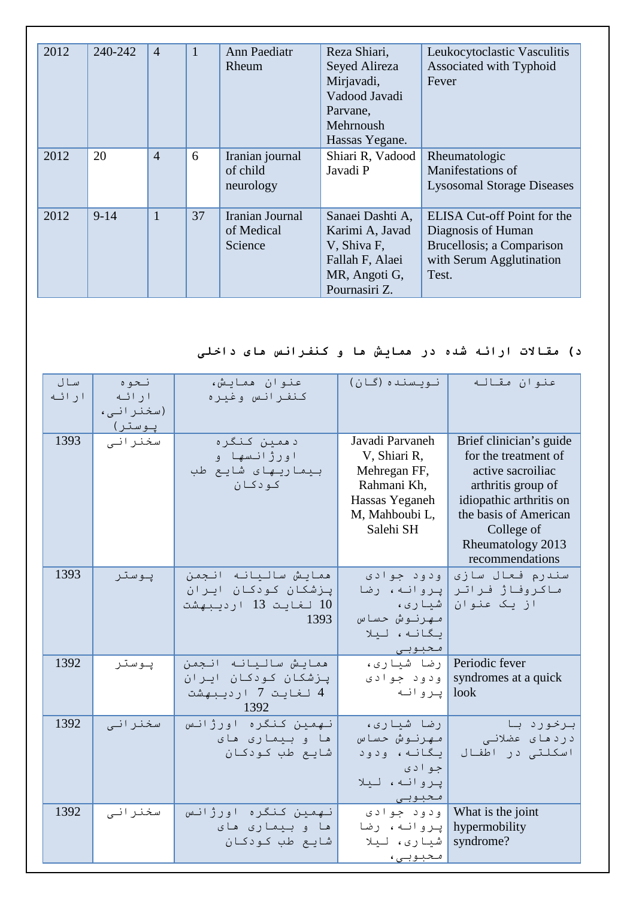| 2012 | 240-242 | 4 | 1 | Ann Paediatr Rheum | Reza Shiari, Seyed Alireza Mirjavadi, Vadood Javadi Parvane, Mehrnoush Hassas Yegane. | Leukocytoclastic Vasculitis Associated with Typhoid Fever |
|---|---|---|---|---|---|---|
| 2012 | 20 | 4 | 6 | Iranian journal of child neurology | Shiari R, Vadood Javadi P | Rheumatologic Manifestations of Lysosomal Storage Diseases |
| 2012 | 9-14 | 1 | 37 | Iranian Journal of Medical Science | Sanaei Dashti A, Karimi A, Javad V, Shiva F, Fallah F, Alaei MR, Angoti G, Pournasiri Z. | ELISA Cut-off Point for the Diagnosis of Human Brucellosis; a Comparison with Serum Agglutination Test. |

**د) مقالات ارائه شده در همایش ها و کنفرانس های داخلی**

| سال ارائه | نحوه ارائه (سخنرانی، پوستر) | عنوان همایش، کنفرانس وغیره | نویسنده (گان) | عنوان مقاله |
|---|---|---|---|---|
| 1393 | سخنرانی | دهمین کنگره اورژانسها و بیماریهای شایع طب کودکان | Javadi Parvaneh V, Shiari R, Mehregan FF, Rahmani Kh, Hassas Yeganeh M, Mahboubi L, Salehi SH | Brief clinician's guide for the treatment of active sacroiliac arthritis group of idiopathic arthritis on the basis of American College of Rheumatology 2013 recommendations |
| 1393 | پوستر | همایش سالیانه انجمن پزشکان کودکان ایران 10 لغایت 13 اردیبهشت 1393 | ودود جوادی پروانه، رضا شیاری، مهرنوش حساس یگانه، لیلا محبوبی | سندرم فعال سازی ماکروفاژ فراتر از یک عنوان |
| 1392 | پوستر | همایش سالیانه انجمن پزشکان کودکان ایران 4 لغایت 7 اردیبهشت 1392 | رضا شیاری، ودود جوادی پروانه | Periodic fever syndromes at a quick look |
| 1392 | سخنرانی | نهمین کنگره اورژانس ها و بیماری های شایع طب کودکان | رضا شیاری، مهرنوش حساس یگانه، ودود جوادی پروانه، لیلا محبوبی | برخورد با دردهای عضلانی اسکلتی در اطفال |
| 1392 | سخنرانی | نهمین کنگره اورژانس ها و بیماری های شایع طب کودکان | ودود جوادی پروانه، رضا شیاری، لیلا محبوبی، | What is the joint hypermobility syndrome? |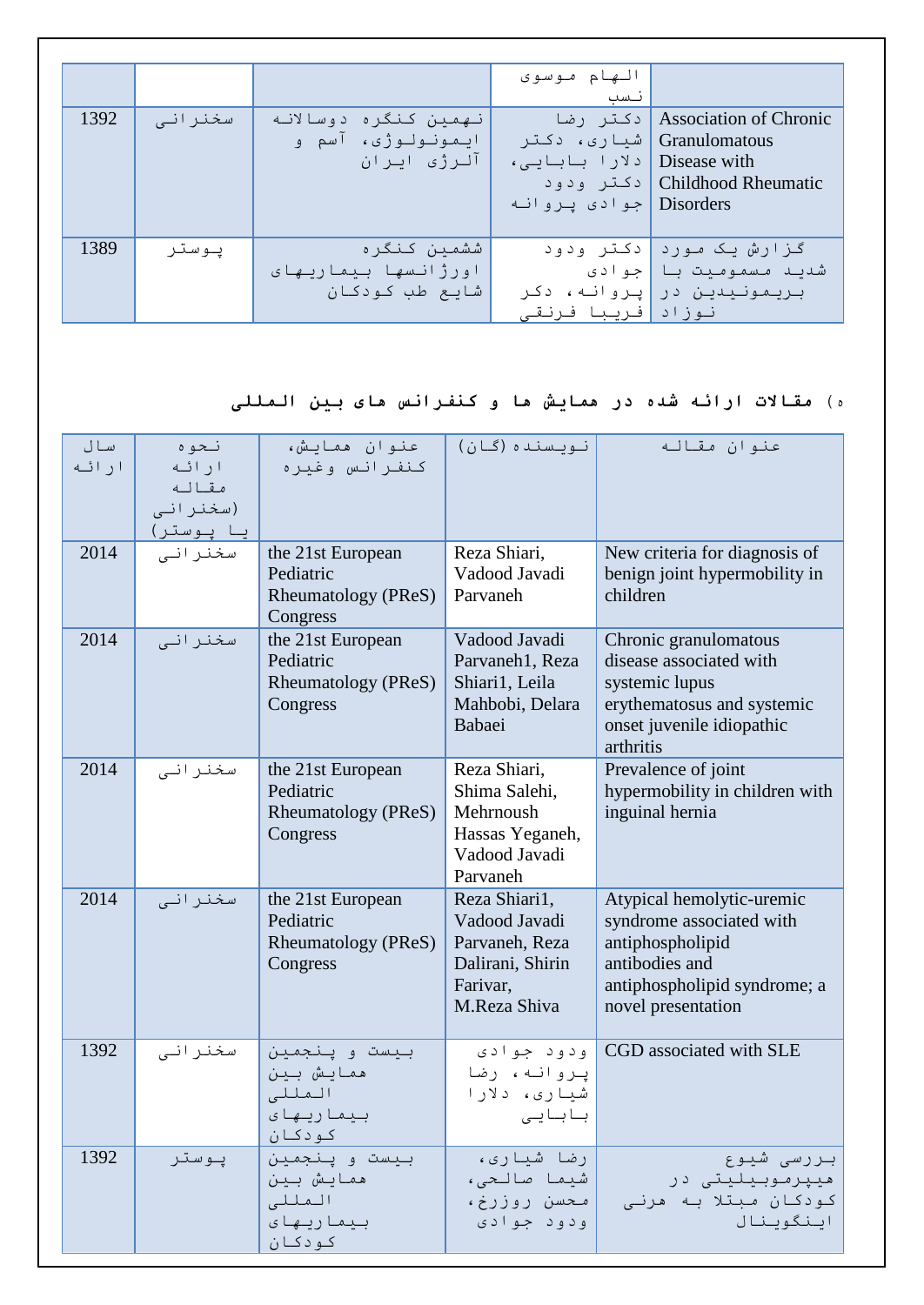| | | | الهام موسوی نسب | |
|---|---|---|---|---|
| 1392 | سخنرانی | نهمین کنگره دوسالانه ایمونولوژی، آسم و آلرژی ایران | دکتر رضا شیاری، دکتر دلارا بابایی، دکتر ودود جوادی پروانه | Association of Chronic Granulomatous Disease with Childhood Rheumatic Disorders |
| 1389 | پوستر | ششمین کنگره اورژانسها بیماریهای شایع طب کودکان | دکتر ودود جوادی پروانه، دکر فریبا فرنقی | گزارش یک مورد شدید مسمومیت با بریمونیدین در نوزاد |

ه) مقالات ارائه شده در همایش ها و کنفرانس های بین المللی

| سال ارائه | نحوه ارائه مقاله (سخنرانی یا پوستر) | عنوان همایش، کنفرانس وغیره | نویسنده(گان) | عنوان مقاله |
|---|---|---|---|---|
| 2014 | سخنرانی | the 21st European Pediatric Rheumatology (PReS) Congress | Reza Shiari, Vadood Javadi Parvaneh | New criteria for diagnosis of benign joint hypermobility in children |
| 2014 | سخنرانی | the 21st European Pediatric Rheumatology (PReS) Congress | Vadood Javadi Parvaneh1, Reza Shiari1, Leila Mahbobi, Delara Babaei | Chronic granulomatous disease associated with systemic lupus erythematosus and systemic onset juvenile idiopathic arthritis |
| 2014 | سخنرانی | the 21st European Pediatric Rheumatology (PReS) Congress | Reza Shiari, Shima Salehi, Mehrnoush Hassas Yeganeh, Vadood Javadi Parvaneh | Prevalence of joint hypermobility in children with inguinal hernia |
| 2014 | سخنرانی | the 21st European Pediatric Rheumatology (PReS) Congress | Reza Shiari1, Vadood Javadi Parvaneh, Reza Dalirani, Shirin Farivar, M.Reza Shiva | Atypical hemolytic-uremic syndrome associated with antiphospholipid antibodies and antiphospholipid syndrome; a novel presentation |
| 1392 | سخنرانی | بیست و پنجمین همایش بین المللی بیماریهای کودکان | ودود جوادی پروانه، رضا شیاری، دلارا بابایی | CGD associated with SLE |
| 1392 | پوستر | بیست و پنجمین همایش بین المللی بیماریهای کودکان | رضا شیاری، شیما صالحی، محسن روزرخ، ودود جوادی | بررسی شیوع هیپرموبیلیتی در کودکان مبتلا به هرنی اینگوینال |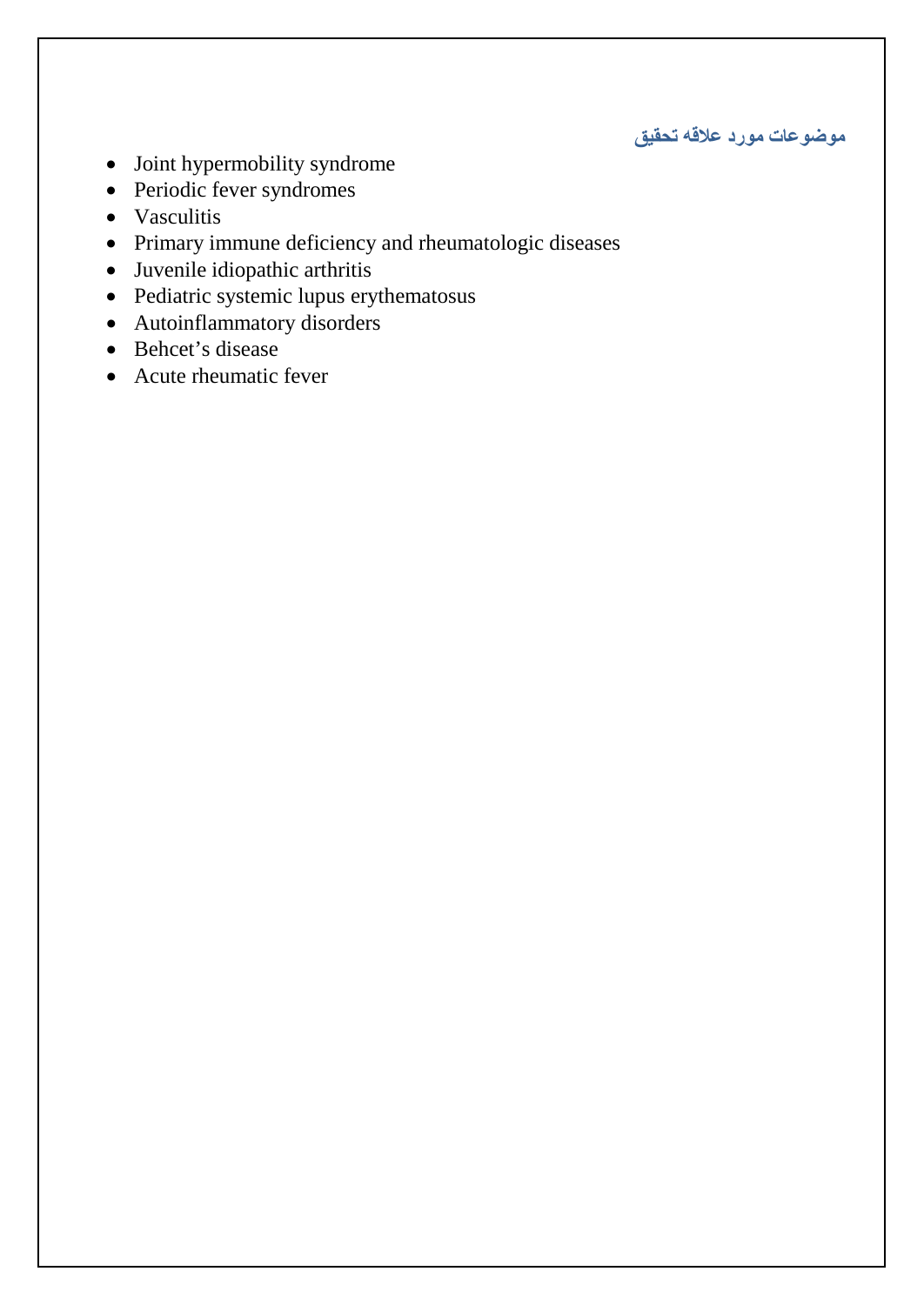### موضوعات مورد علاقه تحقیق

- Joint hypermobility syndrome
- Periodic fever syndromes
- Vasculitis
- Primary immune deficiency and rheumatologic diseases
- Juvenile idiopathic arthritis
- Pediatric systemic lupus erythematosus
- Autoinflammatory disorders
- Behcet's disease
- Acute rheumatic fever